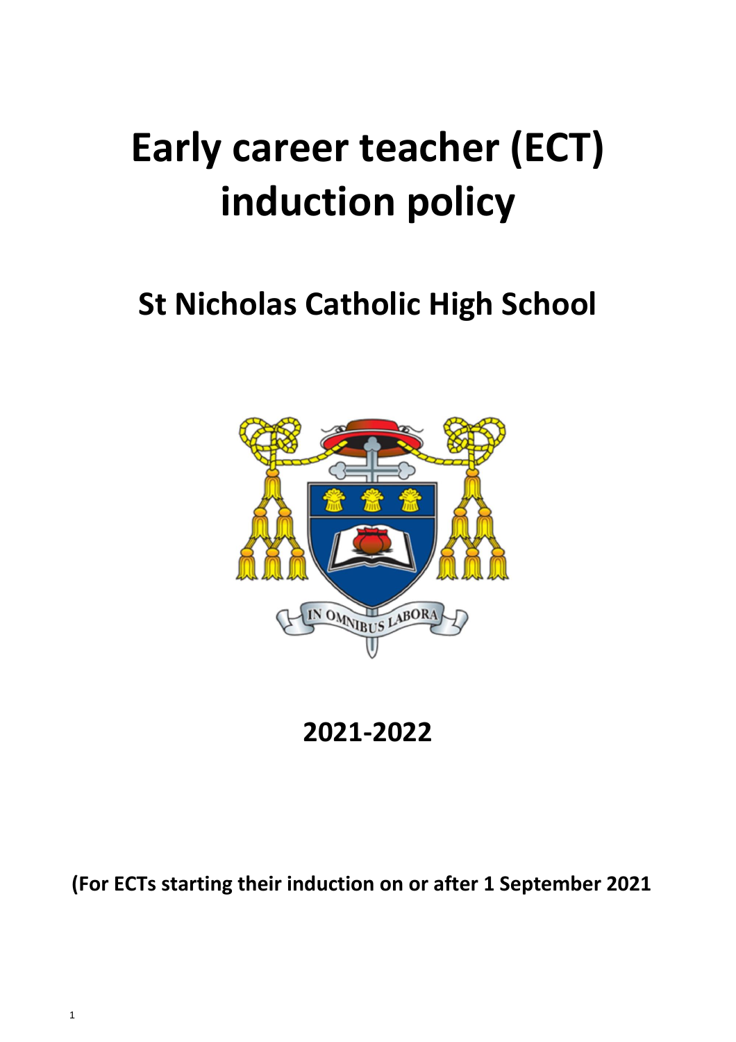# Early career teacher (ECT) induction policy

## St Nicholas Catholic High School

IN OMNIBUS LABORA

## 2021-2022

**(For ECTs starting their induction on or after 1 September 2021**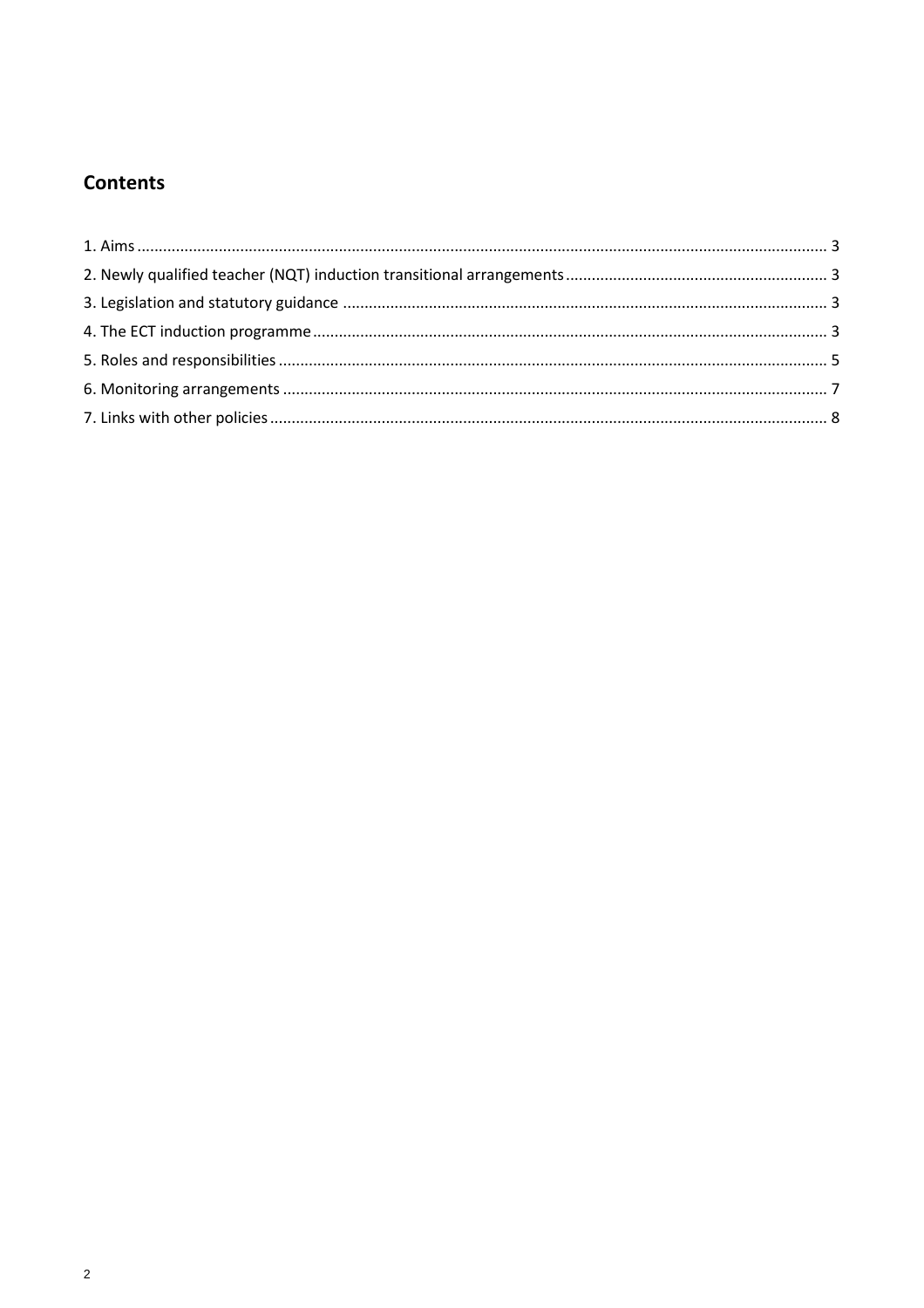## Contents

1. Aims ............................................................................................................................................................ 3
2. Newly qualified teacher (NQT) induction transitional arrangements ............................................................ 3
3. Legislation and statutory guidance ............................................................................................................... 3
4. The ECT induction programme ..................................................................................................................... 3
5. Roles and responsibilities .............................................................................................................................. 5
6. Monitoring arrangements ............................................................................................................................. 7
7. Links with other policies ................................................................................................................................ 8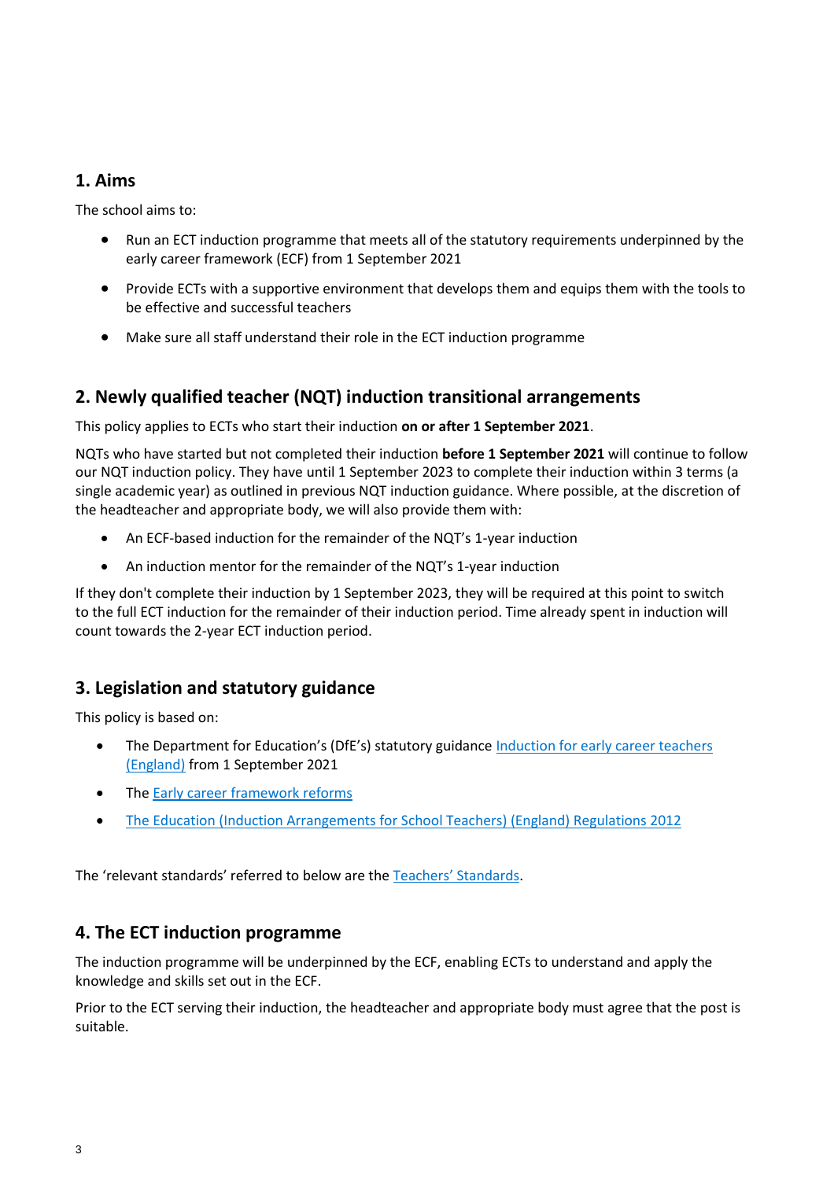## 1. Aims

The school aims to:

- Run an ECT induction programme that meets all of the statutory requirements underpinned by the early career framework (ECF) from 1 September 2021
- Provide ECTs with a supportive environment that develops them and equips them with the tools to be effective and successful teachers
- Make sure all staff understand their role in the ECT induction programme

## 2. Newly qualified teacher (NQT) induction transitional arrangements

This policy applies to ECTs who start their induction **on or after 1 September 2021**.

NQTs who have started but not completed their induction **before 1 September 2021** will continue to follow our NQT induction policy. They have until 1 September 2023 to complete their induction within 3 terms (a single academic year) as outlined in previous NQT induction guidance. Where possible, at the discretion of the headteacher and appropriate body, we will also provide them with:

- An ECF-based induction for the remainder of the NQT's 1-year induction
- An induction mentor for the remainder of the NQT's 1-year induction

If they don't complete their induction by 1 September 2023, they will be required at this point to switch to the full ECT induction for the remainder of their induction period. Time already spent in induction will count towards the 2-year ECT induction period.

## 3. Legislation and statutory guidance

This policy is based on:

- The Department for Education's (DfE's) statutory guidance [Induction for early career teachers (England)] from 1 September 2021
- The [Early career framework reforms]
- [The Education (Induction Arrangements for School Teachers) (England) Regulations 2012]

The 'relevant standards' referred to below are the [Teachers' Standards].

## 4. The ECT induction programme

The induction programme will be underpinned by the ECF, enabling ECTs to understand and apply the knowledge and skills set out in the ECF.

Prior to the ECT serving their induction, the headteacher and appropriate body must agree that the post is suitable.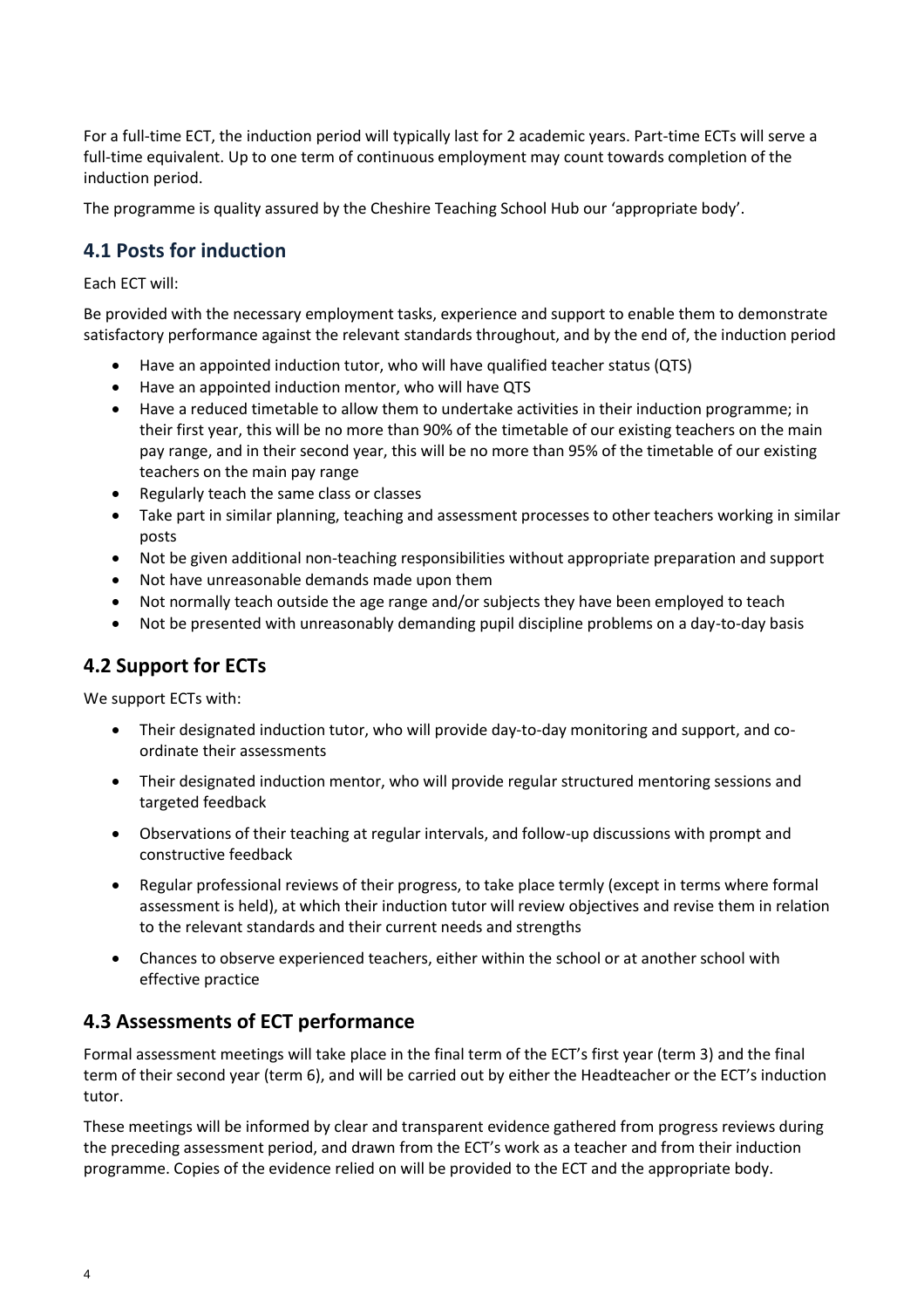For a full-time ECT, the induction period will typically last for 2 academic years. Part-time ECTs will serve a full-time equivalent. Up to one term of continuous employment may count towards completion of the induction period.

The programme is quality assured by the Cheshire Teaching School Hub our 'appropriate body'.

### 4.1 Posts for induction

Each ECT will:

Be provided with the necessary employment tasks, experience and support to enable them to demonstrate satisfactory performance against the relevant standards throughout, and by the end of, the induction period

- Have an appointed induction tutor, who will have qualified teacher status (QTS)
- Have an appointed induction mentor, who will have QTS
- Have a reduced timetable to allow them to undertake activities in their induction programme; in their first year, this will be no more than 90% of the timetable of our existing teachers on the main pay range, and in their second year, this will be no more than 95% of the timetable of our existing teachers on the main pay range
- Regularly teach the same class or classes
- Take part in similar planning, teaching and assessment processes to other teachers working in similar posts
- Not be given additional non-teaching responsibilities without appropriate preparation and support
- Not have unreasonable demands made upon them
- Not normally teach outside the age range and/or subjects they have been employed to teach
- Not be presented with unreasonably demanding pupil discipline problems on a day-to-day basis

### 4.2 Support for ECTs

We support ECTs with:

- Their designated induction tutor, who will provide day-to-day monitoring and support, and co-ordinate their assessments
- Their designated induction mentor, who will provide regular structured mentoring sessions and targeted feedback
- Observations of their teaching at regular intervals, and follow-up discussions with prompt and constructive feedback
- Regular professional reviews of their progress, to take place termly (except in terms where formal assessment is held), at which their induction tutor will review objectives and revise them in relation to the relevant standards and their current needs and strengths
- Chances to observe experienced teachers, either within the school or at another school with effective practice

### 4.3 Assessments of ECT performance

Formal assessment meetings will take place in the final term of the ECT's first year (term 3) and the final term of their second year (term 6), and will be carried out by either the Headteacher or the ECT's induction tutor.

These meetings will be informed by clear and transparent evidence gathered from progress reviews during the preceding assessment period, and drawn from the ECT's work as a teacher and from their induction programme. Copies of the evidence relied on will be provided to the ECT and the appropriate body.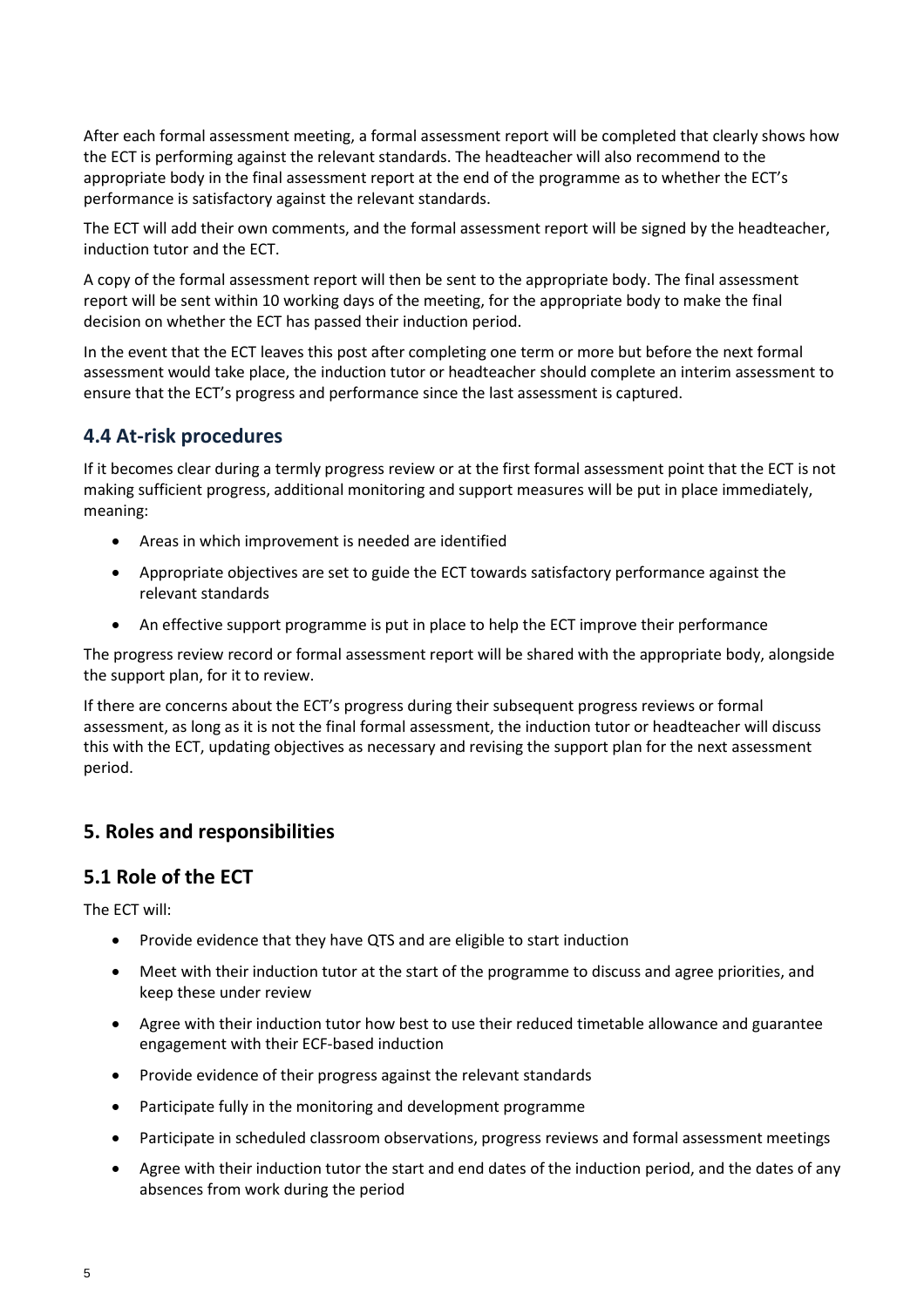After each formal assessment meeting, a formal assessment report will be completed that clearly shows how the ECT is performing against the relevant standards. The headteacher will also recommend to the appropriate body in the final assessment report at the end of the programme as to whether the ECT's performance is satisfactory against the relevant standards.

The ECT will add their own comments, and the formal assessment report will be signed by the headteacher, induction tutor and the ECT.

A copy of the formal assessment report will then be sent to the appropriate body. The final assessment report will be sent within 10 working days of the meeting, for the appropriate body to make the final decision on whether the ECT has passed their induction period.

In the event that the ECT leaves this post after completing one term or more but before the next formal assessment would take place, the induction tutor or headteacher should complete an interim assessment to ensure that the ECT's progress and performance since the last assessment is captured.

### 4.4 At-risk procedures

If it becomes clear during a termly progress review or at the first formal assessment point that the ECT is not making sufficient progress, additional monitoring and support measures will be put in place immediately, meaning:

- Areas in which improvement is needed are identified
- Appropriate objectives are set to guide the ECT towards satisfactory performance against the relevant standards
- An effective support programme is put in place to help the ECT improve their performance

The progress review record or formal assessment report will be shared with the appropriate body, alongside the support plan, for it to review.

If there are concerns about the ECT's progress during their subsequent progress reviews or formal assessment, as long as it is not the final formal assessment, the induction tutor or headteacher will discuss this with the ECT, updating objectives as necessary and revising the support plan for the next assessment period.

## 5. Roles and responsibilities

### 5.1 Role of the ECT

The ECT will:

- Provide evidence that they have QTS and are eligible to start induction
- Meet with their induction tutor at the start of the programme to discuss and agree priorities, and keep these under review
- Agree with their induction tutor how best to use their reduced timetable allowance and guarantee engagement with their ECF-based induction
- Provide evidence of their progress against the relevant standards
- Participate fully in the monitoring and development programme
- Participate in scheduled classroom observations, progress reviews and formal assessment meetings
- Agree with their induction tutor the start and end dates of the induction period, and the dates of any absences from work during the period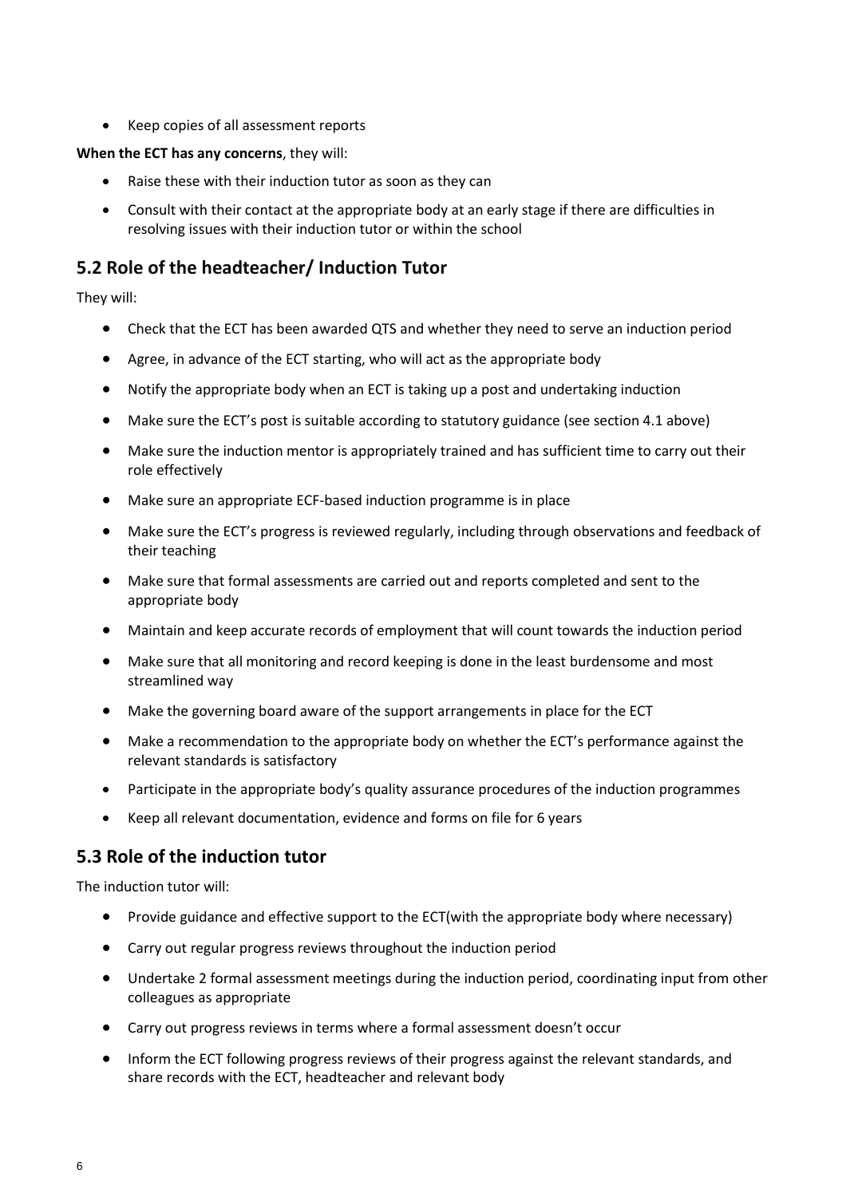- Keep copies of all assessment reports

**When the ECT has any concerns**, they will:

- Raise these with their induction tutor as soon as they can
- Consult with their contact at the appropriate body at an early stage if there are difficulties in resolving issues with their induction tutor or within the school

## 5.2 Role of the headteacher/ Induction Tutor

They will:

- Check that the ECT has been awarded QTS and whether they need to serve an induction period
- Agree, in advance of the ECT starting, who will act as the appropriate body
- Notify the appropriate body when an ECT is taking up a post and undertaking induction
- Make sure the ECT's post is suitable according to statutory guidance (see section 4.1 above)
- Make sure the induction mentor is appropriately trained and has sufficient time to carry out their role effectively
- Make sure an appropriate ECF-based induction programme is in place
- Make sure the ECT's progress is reviewed regularly, including through observations and feedback of their teaching
- Make sure that formal assessments are carried out and reports completed and sent to the appropriate body
- Maintain and keep accurate records of employment that will count towards the induction period
- Make sure that all monitoring and record keeping is done in the least burdensome and most streamlined way
- Make the governing board aware of the support arrangements in place for the ECT
- Make a recommendation to the appropriate body on whether the ECT's performance against the relevant standards is satisfactory
- Participate in the appropriate body's quality assurance procedures of the induction programmes
- Keep all relevant documentation, evidence and forms on file for 6 years

## 5.3 Role of the induction tutor

The induction tutor will:

- Provide guidance and effective support to the ECT(with the appropriate body where necessary)
- Carry out regular progress reviews throughout the induction period
- Undertake 2 formal assessment meetings during the induction period, coordinating input from other colleagues as appropriate
- Carry out progress reviews in terms where a formal assessment doesn't occur
- Inform the ECT following progress reviews of their progress against the relevant standards, and share records with the ECT, headteacher and relevant body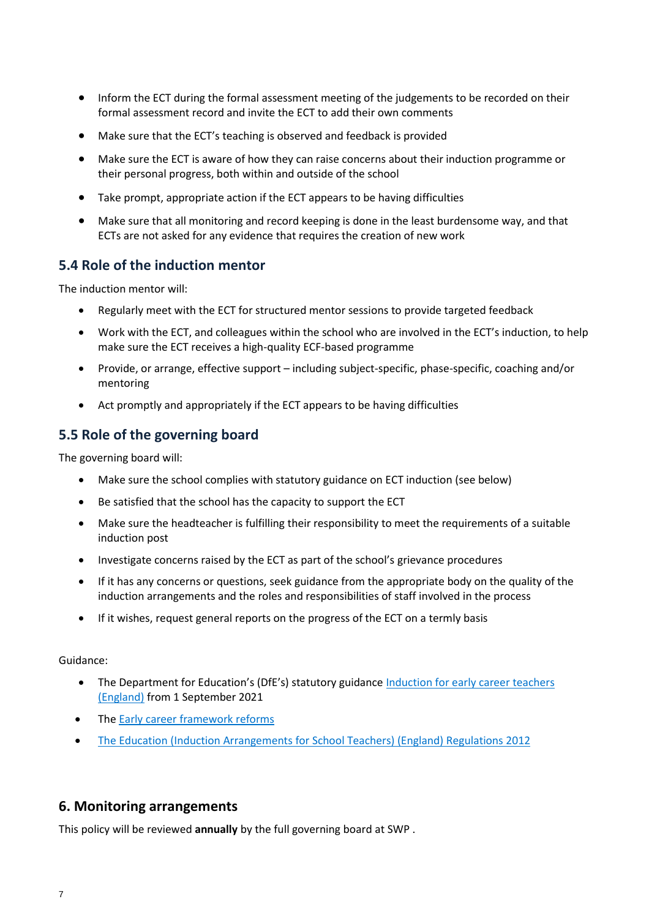- Inform the ECT during the formal assessment meeting of the judgements to be recorded on their formal assessment record and invite the ECT to add their own comments
- Make sure that the ECT's teaching is observed and feedback is provided
- Make sure the ECT is aware of how they can raise concerns about their induction programme or their personal progress, both within and outside of the school
- Take prompt, appropriate action if the ECT appears to be having difficulties
- Make sure that all monitoring and record keeping is done in the least burdensome way, and that ECTs are not asked for any evidence that requires the creation of new work

## 5.4 Role of the induction mentor

The induction mentor will:

- Regularly meet with the ECT for structured mentor sessions to provide targeted feedback
- Work with the ECT, and colleagues within the school who are involved in the ECT's induction, to help make sure the ECT receives a high-quality ECF-based programme
- Provide, or arrange, effective support – including subject-specific, phase-specific, coaching and/or mentoring
- Act promptly and appropriately if the ECT appears to be having difficulties

## 5.5 Role of the governing board

The governing board will:

- Make sure the school complies with statutory guidance on ECT induction (see below)
- Be satisfied that the school has the capacity to support the ECT
- Make sure the headteacher is fulfilling their responsibility to meet the requirements of a suitable induction post
- Investigate concerns raised by the ECT as part of the school's grievance procedures
- If it has any concerns or questions, seek guidance from the appropriate body on the quality of the induction arrangements and the roles and responsibilities of staff involved in the process
- If it wishes, request general reports on the progress of the ECT on a termly basis

Guidance:

- The Department for Education's (DfE's) statutory guidance Induction for early career teachers (England) from 1 September 2021
- The Early career framework reforms
- The Education (Induction Arrangements for School Teachers) (England) Regulations 2012

## 6. Monitoring arrangements

This policy will be reviewed **annually** by the full governing board at SWP .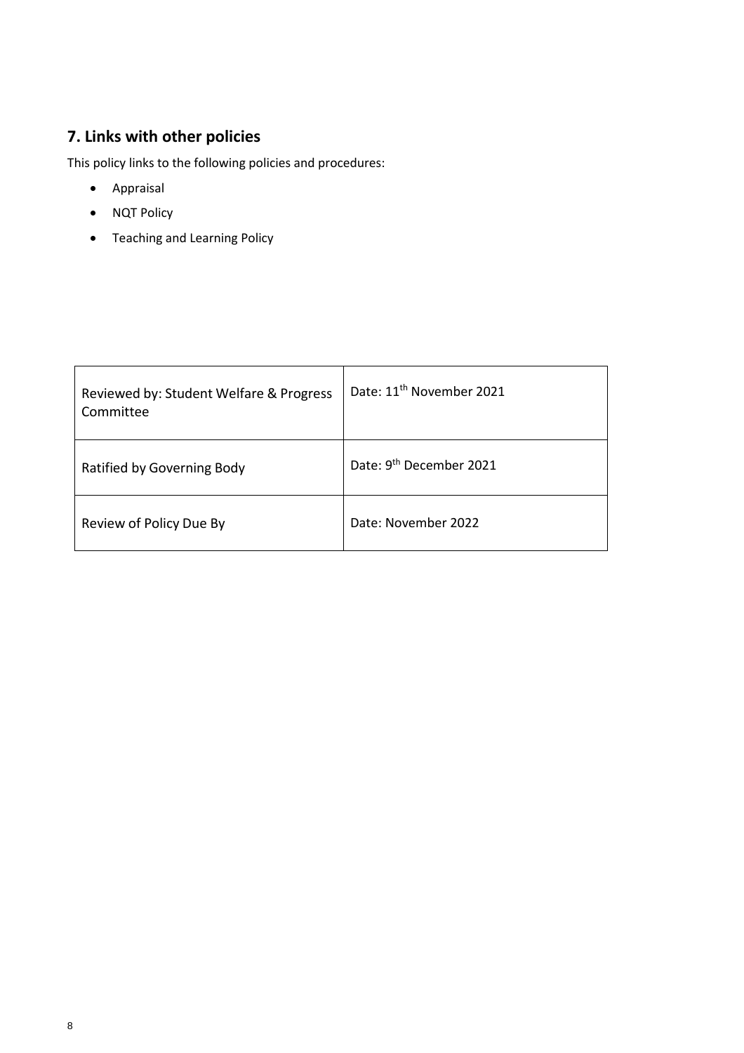## 7. Links with other policies

This policy links to the following policies and procedures:

- Appraisal
- NQT Policy
- Teaching and Learning Policy

| | |
|---|---|
| Reviewed by: Student Welfare & Progress Committee | Date: 11th November 2021 |
| Ratified by Governing Body | Date: 9th December 2021 |
| Review of Policy Due By | Date: November 2022 |